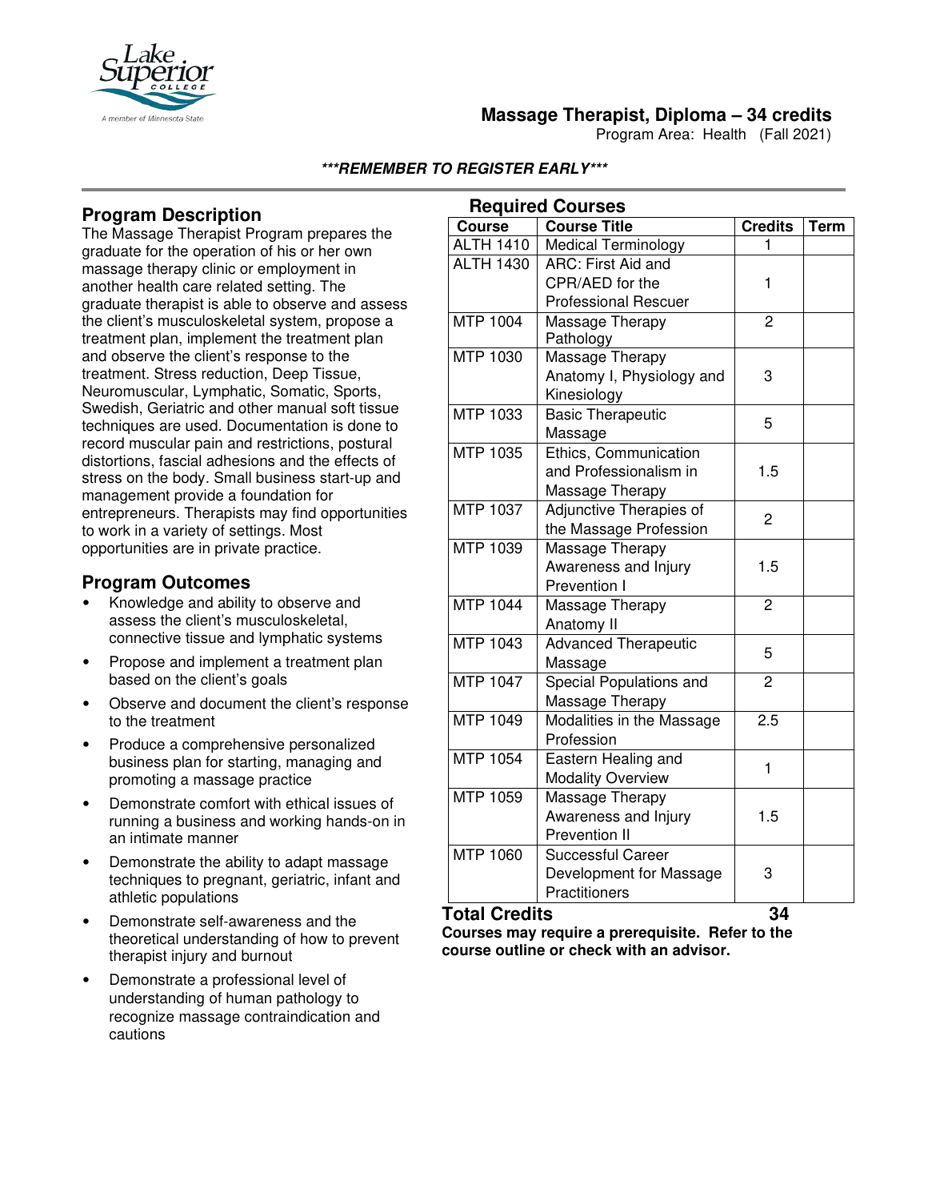# Massage Therapist, Diploma – 34 credits

Program Area: Health (Fall 2021)

***REMEMBER TO REGISTER EARLY***

## Program Description

The Massage Therapist Program prepares the graduate for the operation of his or her own massage therapy clinic or employment in another health care related setting. The graduate therapist is able to observe and assess the client's musculoskeletal system, propose a treatment plan, implement the treatment plan and observe the client's response to the treatment. Stress reduction, Deep Tissue, Neuromuscular, Lymphatic, Somatic, Sports, Swedish, Geriatric and other manual soft tissue techniques are used. Documentation is done to record muscular pain and restrictions, postural distortions, fascial adhesions and the effects of stress on the body. Small business start-up and management provide a foundation for entrepreneurs. Therapists may find opportunities to work in a variety of settings. Most opportunities are in private practice.

## Program Outcomes

- Knowledge and ability to observe and assess the client's musculoskeletal, connective tissue and lymphatic systems
- Propose and implement a treatment plan based on the client's goals
- Observe and document the client's response to the treatment
- Produce a comprehensive personalized business plan for starting, managing and promoting a massage practice
- Demonstrate comfort with ethical issues of running a business and working hands-on in an intimate manner
- Demonstrate the ability to adapt massage techniques to pregnant, geriatric, infant and athletic populations
- Demonstrate self-awareness and the theoretical understanding of how to prevent therapist injury and burnout
- Demonstrate a professional level of understanding of human pathology to recognize massage contraindication and cautions

## Required Courses

| Course | Course Title | Credits | Term |
|---|---|---|---|
| ALTH 1410 | Medical Terminology | 1 | |
| ALTH 1430 | ARC: First Aid and CPR/AED for the Professional Rescuer | 1 | |
| MTP 1004 | Massage Therapy Pathology | 2 | |
| MTP 1030 | Massage Therapy Anatomy I, Physiology and Kinesiology | 3 | |
| MTP 1033 | Basic Therapeutic Massage | 5 | |
| MTP 1035 | Ethics, Communication and Professionalism in Massage Therapy | 1.5 | |
| MTP 1037 | Adjunctive Therapies of the Massage Profession | 2 | |
| MTP 1039 | Massage Therapy Awareness and Injury Prevention I | 1.5 | |
| MTP 1044 | Massage Therapy Anatomy II | 2 | |
| MTP 1043 | Advanced Therapeutic Massage | 5 | |
| MTP 1047 | Special Populations and Massage Therapy | 2 | |
| MTP 1049 | Modalities in the Massage Profession | 2.5 | |
| MTP 1054 | Eastern Healing and Modality Overview | 1 | |
| MTP 1059 | Massage Therapy Awareness and Injury Prevention II | 1.5 | |
| MTP 1060 | Successful Career Development for Massage Practitioners | 3 | |

**Total Credits 34**

**Courses may require a prerequisite. Refer to the course outline or check with an advisor.**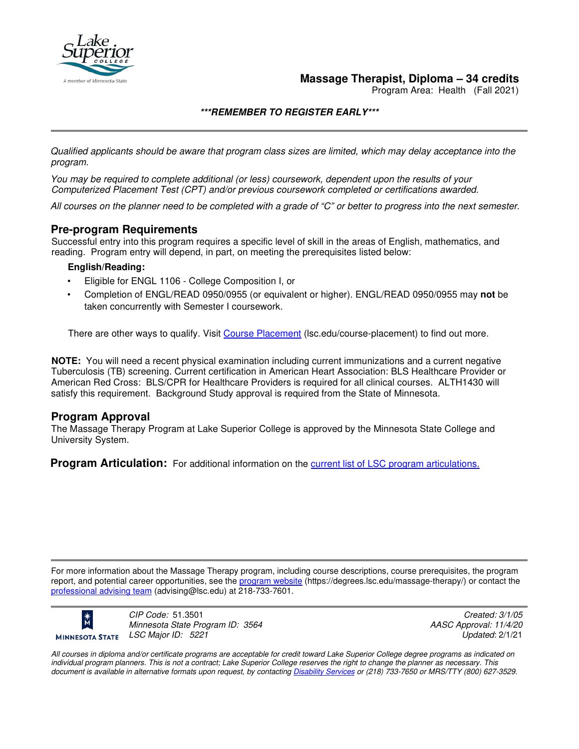# Massage Therapist, Diploma – 34 credits

Program Area: Health (Fall 2021)

***REMEMBER TO REGISTER EARLY***

*Qualified applicants should be aware that program class sizes are limited, which may delay acceptance into the program.*

*You may be required to complete additional (or less) coursework, dependent upon the results of your Computerized Placement Test (CPT) and/or previous coursework completed or certifications awarded.*

*All courses on the planner need to be completed with a grade of "C" or better to progress into the next semester.*

## Pre-program Requirements

Successful entry into this program requires a specific level of skill in the areas of English, mathematics, and reading. Program entry will depend, in part, on meeting the prerequisites listed below:

**English/Reading:**

- Eligible for ENGL 1106 - College Composition I, or
- Completion of ENGL/READ 0950/0955 (or equivalent or higher). ENGL/READ 0950/0955 may **not** be taken concurrently with Semester I coursework.

There are other ways to qualify. Visit Course Placement (lsc.edu/course-placement) to find out more.

**NOTE:** You will need a recent physical examination including current immunizations and a current negative Tuberculosis (TB) screening. Current certification in American Heart Association: BLS Healthcare Provider or American Red Cross: BLS/CPR for Healthcare Providers is required for all clinical courses. ALTH1430 will satisfy this requirement. Background Study approval is required from the State of Minnesota.

## Program Approval

The Massage Therapy Program at Lake Superior College is approved by the Minnesota State College and University System.

**Program Articulation:** For additional information on the current list of LSC program articulations.

For more information about the Massage Therapy program, including course descriptions, course prerequisites, the program report, and potential career opportunities, see the program website (https://degrees.lsc.edu/massage-therapy/) or contact the professional advising team (advising@lsc.edu) at 218-733-7601.

*CIP Code:* 51.3501
*Minnesota State Program ID: 3564*
*LSC Major ID: 5221*

*Created: 3/1/05*
*AASC Approval: 11/4/20*
*Updated*: 2/1/21

*All courses in diploma and/or certificate programs are acceptable for credit toward Lake Superior College degree programs as indicated on individual program planners. This is not a contract; Lake Superior College reserves the right to change the planner as necessary. This document is available in alternative formats upon request, by contacting Disability Services or (218) 733-7650 or MRS/TTY (800) 627-3529.*